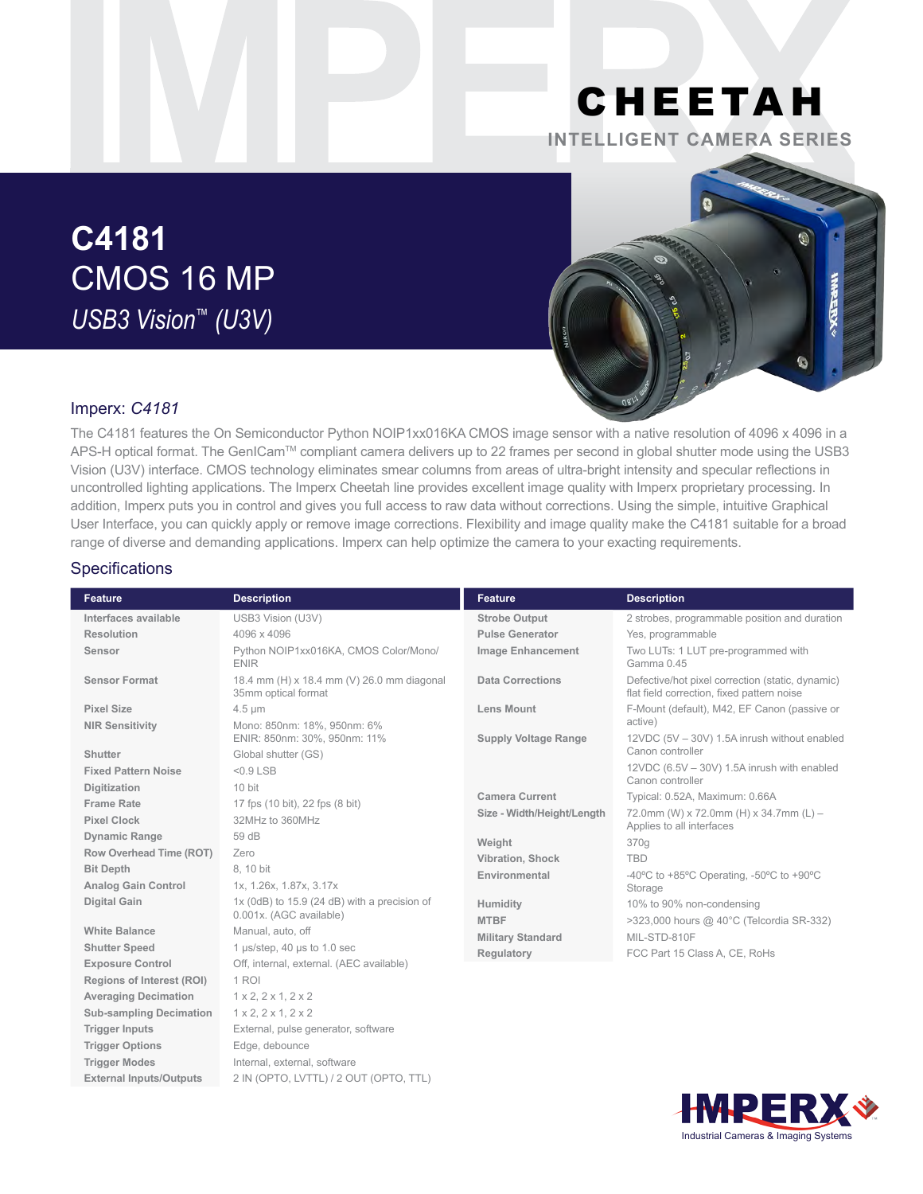# CHEETAH

INTELLIGENT CAMERA SERIES

# C4181

## CMOS 16 MP

*USB3 Vision™ (U3V)*

## Imperx: *C4181*

The C4181 features the On Semiconductor Python NOIP1xx016KA CMOS image sensor with a native resolution of 4096 x 4096 in a APS-H optical format. The GenICam™ compliant camera delivers up to 22 frames per second in global shutter mode using the USB3 Vision (U3V) interface. CMOS technology eliminates smear columns from areas of ultra-bright intensity and specular reflections in uncontrolled lighting applications. The Imperx Cheetah line provides excellent image quality with Imperx proprietary processing. In addition, Imperx puts you in control and gives you full access to raw data without corrections. Using the simple, intuitive Graphical User Interface, you can quickly apply or remove image corrections. Flexibility and image quality make the C4181 suitable for a broad range of diverse and demanding applications. Imperx can help optimize the camera to your exacting requirements.

## Specifications

| Feature | Description |
|---|---|
| Interfaces available | USB3 Vision (U3V) |
| Resolution | 4096 x 4096 |
| Sensor | Python NOIP1xx016KA, CMOS Color/Mono/ENIR |
| Sensor Format | 18.4 mm (H) x 18.4 mm (V) 26.0 mm diagonal 35mm optical format |
| Pixel Size | 4.5 µm |
| NIR Sensitivity | Mono: 850nm: 18%, 950nm: 6% ENIR: 850nm: 30%, 950nm: 11% |
| Shutter | Global shutter (GS) |
| Fixed Pattern Noise | <0.9 LSB |
| Digitization | 10 bit |
| Frame Rate | 17 fps (10 bit), 22 fps (8 bit) |
| Pixel Clock | 32MHz to 360MHz |
| Dynamic Range | 59 dB |
| Row Overhead Time (ROT) | Zero |
| Bit Depth | 8, 10 bit |
| Analog Gain Control | 1x, 1.26x, 1.87x, 3.17x |
| Digital Gain | 1x (0dB) to 15.9 (24 dB) with a precision of 0.001x. (AGC available) |
| White Balance | Manual, auto, off |
| Shutter Speed | 1 µs/step, 40 µs to 1.0 sec |
| Exposure Control | Off, internal, external. (AEC available) |
| Regions of Interest (ROI) | 1 ROI |
| Averaging Decimation | 1 x 2, 2 x 1, 2 x 2 |
| Sub-sampling Decimation | 1 x 2, 2 x 1, 2 x 2 |
| Trigger Inputs | External, pulse generator, software |
| Trigger Options | Edge, debounce |
| Trigger Modes | Internal, external, software |
| External Inputs/Outputs | 2 IN (OPTO, LVTTL) / 2 OUT (OPTO, TTL) |

| Feature | Description |
|---|---|
| Strobe Output | 2 strobes, programmable position and duration |
| Pulse Generator | Yes, programmable |
| Image Enhancement | Two LUTs: 1 LUT pre-programmed with Gamma 0.45 |
| Data Corrections | Defective/hot pixel correction (static, dynamic) flat field correction, fixed pattern noise |
| Lens Mount | F-Mount (default), M42, EF Canon (passive or active) |
| Supply Voltage Range | 12VDC (5V – 30V) 1.5A inrush without enabled Canon controller<br>12VDC (6.5V – 30V) 1.5A inrush with enabled Canon controller |
| Camera Current | Typical: 0.52A, Maximum: 0.66A |
| Size - Width/Height/Length | 72.0mm (W) x 72.0mm (H) x 34.7mm (L) – Applies to all interfaces |
| Weight | 370g |
| Vibration, Shock | TBD |
| Environmental | -40ºC to +85ºC Operating, -50ºC to +90ºC Storage |
| Humidity | 10% to 90% non-condensing |
| MTBF | >323,000 hours @ 40°C (Telcordia SR-332) |
| Military Standard | MIL-STD-810F |
| Regulatory | FCC Part 15 Class A, CE, RoHs |

IMPERX

Industrial Cameras & Imaging Systems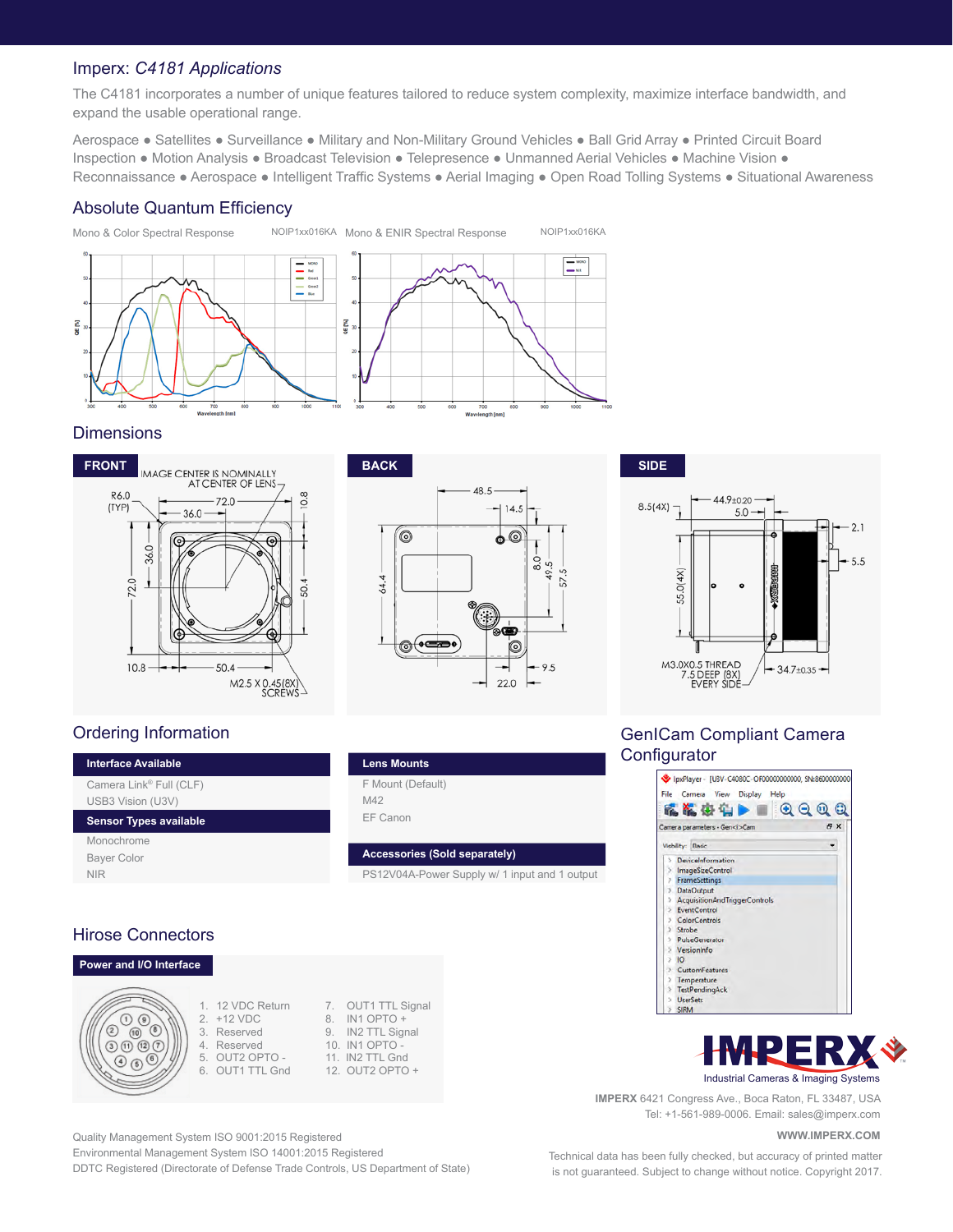## Imperx: *C4181 Applications*

The C4181 incorporates a number of unique features tailored to reduce system complexity, maximize interface bandwidth, and expand the usable operational range.

Aerospace ● Satellites ● Surveillance ● Military and Non-Military Ground Vehicles ● Ball Grid Array ● Printed Circuit Board Inspection ● Motion Analysis ● Broadcast Television ● Telepresence ● Unmanned Aerial Vehicles ● Machine Vision ● Reconnaissance ● Aerospace ● Intelligent Traffic Systems ● Aerial Imaging ● Open Road Tolling Systems ● Situational Awareness

## Absolute Quantum Efficiency

Mono & Color Spectral Response NOIP1xx016KA

MONO
Red
Green1
Green2
Blue

QE [%]
Wavelength [nm]

Mono & ENIR Spectral Response NOIP1xx016KA

MONO
NIR

QE [%]
Wavelength [nm]

## Dimensions

**FRONT**

IMAGE CENTER IS NOMINALLY AT CENTER OF LENS
R6.0 (TYP)
72.0
36.0
10.8
36.0
72.0
50.4
10.8
50.4
M2.5 X 0.45(8X) SCREWS

**BACK**

48.5
14.5
64.4
8.0
49.5
57.5
9.5
22.0

**SIDE**

8.5(4X)
44.9±0.20
5.0
2.1
5.5
55.0(4X)
M3.0X0.5 THREAD 7.5 DEEP (8X) EVERY SIDE
34.7±0.35

## Ordering Information

| Interface Available |
|---|
| Camera Link® Full (CLF) |
| USB3 Vision (U3V) |

| Sensor Types available |
|---|
| Monochrome |
| Bayer Color |
| NIR |

| Lens Mounts |
|---|
| F Mount (Default) |
| M42 |
| EF Canon |

| Accessories (Sold separately) |
|---|
| PS12V04A-Power Supply w/ 1 input and 1 output |

## GenICam Compliant Camera Configurator

## Hirose Connectors

**Power and I/O Interface**

1. 12 VDC Return
2. +12 VDC
3. Reserved
4. Reserved
5. OUT2 OPTO -
6. OUT1 TTL Gnd
7. OUT1 TTL Signal
8. IN1 OPTO +
9. IN2 TTL Signal
10. IN1 OPTO -
11. IN2 TTL Gnd
12. OUT2 OPTO +

IMPERX
Industrial Cameras & Imaging Systems

**IMPERX** 6421 Congress Ave., Boca Raton, FL 33487, USA
Tel: +1-561-989-0006. Email: sales@imperx.com

**WWW.IMPERX.COM**

Quality Management System ISO 9001:2015 Registered
Environmental Management System ISO 14001:2015 Registered
DDTC Registered (Directorate of Defense Trade Controls, US Department of State)

Technical data has been fully checked, but accuracy of printed matter is not guaranteed. Subject to change without notice. Copyright 2017.